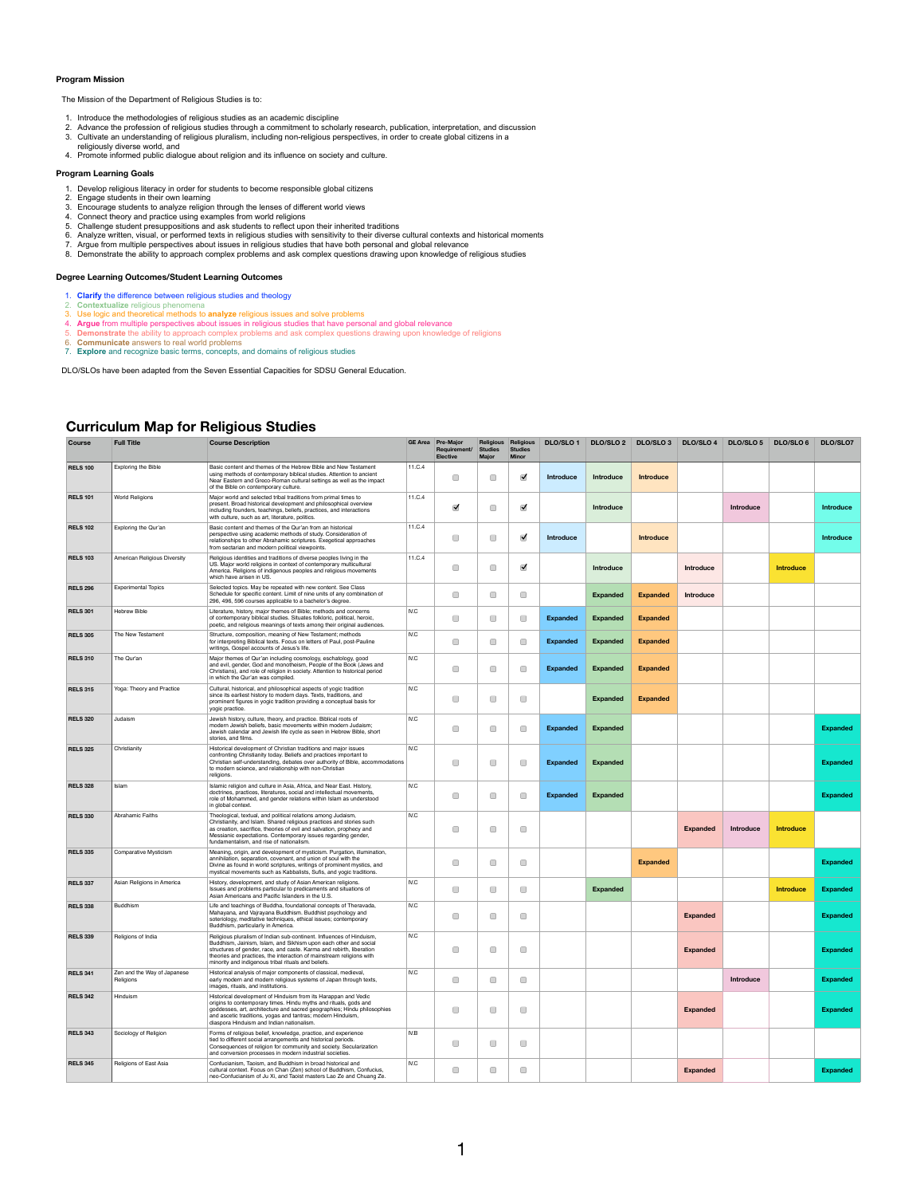**Program Mission**

The Mission of the Department of Religious Studies is to:

1. Introduce the methodologies of religious studies as an academic discipline
2. Advance the profession of religious studies through a commitment to scholarly research, publication, interpretation, and discussion
3. Cultivate an understanding of religious pluralism, including non-religious perspectives, in order to create global citizens in a religiously diverse world, and
4. Promote informed public dialogue about religion and its influence on society and culture.

**Program Learning Goals**

1. Develop religious literacy in order for students to become responsible global citizens
2. Engage students in their own learning
3. Encourage students to analyze religion through the lenses of different world views
4. Connect theory and practice using examples from world religions
5. Challenge student presuppositions and ask students to reflect upon their inherited traditions
6. Analyze written, visual, or performed texts in religious studies with sensitivity to their diverse cultural contexts and historical moments
7. Argue from multiple perspectives about issues in religious studies that have both personal and global relevance
8. Demonstrate the ability to approach complex problems and ask complex questions drawing upon knowledge of religious studies

**Degree Learning Outcomes/Student Learning Outcomes**

1. **Clarify** the difference between religious studies and theology
2. **Contextualize** religious phenomena
3. Use logic and theoretical methods to **analyze** religious issues and solve problems
4. **Argue** from multiple perspectives about issues in religious studies that have personal and global relevance
5. **Demonstrate** the ability to approach complex problems and ask complex questions drawing upon knowledge of religions
6. **Communicate** answers to real world problems
7. **Explore** and recognize basic terms, concepts, and domains of religious studies

DLO/SLOs have been adapted from the Seven Essential Capacities for SDSU General Education.

## Curriculum Map for Religious Studies

| Course | Full Title | Course Description | GE Area | Pre-Major Requirement/ Elective | Religious Studies Major | Religious Studies Minor | DLO/SLO 1 | DLO/SLO 2 | DLO/SLO 3 | DLO/SLO 4 | DLO/SLO 5 | DLO/SLO 6 | DLO/SLO7 |
|---|---|---|---|---|---|---|---|---|---|---|---|---|---|
| RELS 100 | Exploring the Bible | Basic content and themes of the Hebrew Bible and New Testament using methods of contemporary biblical studies. Attention to ancient Near Eastern and Greco-Roman cultural settings as well as the impact of the Bible on contemporary culture. | 11.C.4 | ☐ | ☐ | ☑ | Introduce | Introduce | Introduce | | | | |
| RELS 101 | World Religions | Major world and selected tribal traditions from primal times to present. Broad historical development and philosophical overview including founders, teachings, beliefs, practices, and interactions with culture, such as art, literature, politics. | 11.C.4 | ☑ | ☐ | ☑ | | Introduce | | | Introduce | | Introduce |
| RELS 102 | Exploring the Qur'an | Basic content and themes of the Qur'an from an historical perspective using academic methods of study. Consideration of relationships to other Abrahamic scriptures. Exegetical approaches from sectarian and modern political viewpoints. | 11.C.4 | ☐ | ☐ | ☑ | Introduce | | Introduce | | | | Introduce |
| RELS 103 | American Religious Diversity | Religious identities and traditions of diverse peoples living in the US. Major world religions in context of contemporary multicultural America. Religions of indigenous peoples and religious movements which have arisen in US. | 11.C.4 | ☐ | ☐ | ☑ | | Introduce | | Introduce | | Introduce | |
| RELS 296 | Experimental Topics | Selected topics. May be repeated with new content. See Class Schedule for specific content. Limit of nine units of any combination of 296, 496, 596 courses applicable to a bachelor's degree. | | ☐ | ☐ | ☐ | | Expanded | Expanded | Introduce | | | |
| RELS 301 | Hebrew Bible | Literature, history, major themes of Bible; methods and concerns of contemporary biblical studies. Situates folkloric, political, heroic, poetic, and religious meanings of texts among their original audiences. | IV.C | ☐ | ☐ | ☐ | Expanded | Expanded | Expanded | | | | |
| RELS 305 | The New Testament | Structure, composition, meaning of New Testament; methods for interpreting Biblical texts. Focus on letters of Paul, post-Pauline writings, Gospel accounts of Jesus's life. | IV.C | ☐ | ☐ | ☐ | Expanded | Expanded | Expanded | | | | |
| RELS 310 | The Qur'an | Major themes of Qur'an including cosmology, eschatology, good and evil, gender, God and monotheism, People of the Book (Jews and Christians), and role of religion in society. Attention to historical period in which the Qur'an was compiled. | IV.C | ☐ | ☐ | ☐ | Expanded | Expanded | Expanded | | | | |
| RELS 315 | Yoga: Theory and Practice | Cultural, historical, and philosophical aspects of yogic tradition since its earliest history to modern days. Texts, traditions, and prominent figures in yogic tradition providing a conceptual basis for yogic practice. | IV.C | ☐ | ☐ | ☐ | | Expanded | Expanded | | | | |
| RELS 320 | Judaism | Jewish history, culture, theory, and practice. Biblical roots of modern Jewish beliefs, basic movements within modern Judaism; Jewish calendar and Jewish life cycle as seen in Hebrew Bible, short stories, and films. | IV.C | ☐ | ☐ | ☐ | Expanded | Expanded | | | | | Expanded |
| RELS 325 | Christianity | Historical development of Christian traditions and major issues confronting Christianity today. Beliefs and practices important to Christian self-understanding, debates over authority of Bible, accommodations to modern science, and relationship with non-Christian religions. | IV.C | ☐ | ☐ | ☐ | Expanded | Expanded | | | | | Expanded |
| RELS 328 | Islam | Islamic religion and culture in Asia, Africa, and Near East. History, doctrines, practices, literatures, social and intellectual movements, role of Mohammed, and gender relations within Islam as understood in global context. | IV.C | ☐ | ☐ | ☐ | Expanded | Expanded | | | | | Expanded |
| RELS 330 | Abrahamic Faiths | Theological, textual, and political relations among Judaism, Christianity, and Islam. Shared religious practices and stories such as creation, sacrifice, theories of evil and salvation, prophecy and Messianic expectations. Contemporary issues regarding gender, fundamentalism, and rise of nationalism. | IV.C | ☐ | ☐ | ☐ | | | | Expanded | Introduce | Introduce | |
| RELS 335 | Comparative Mysticism | Meaning, origin, and development of mysticism. Purgation, illumination, annihilation, separation, covenant, and union of soul with the Divine as found in world scriptures, writings of prominent mystics, and mystical movements such as Kabbalists, Sufis, and yogic traditions. | | ☐ | ☐ | ☐ | | | Expanded | | | | Expanded |
| RELS 337 | Asian Religions in America | History, development, and study of Asian American religions. Issues and problems particular to predicaments and situations of Asian Americans and Pacific Islanders in the U.S. | IV.C | ☐ | ☐ | ☐ | | Expanded | | | | Introduce | Expanded |
| RELS 338 | Buddhism | Life and teachings of Buddha, foundational concepts of Theravada, Mahayana, and Vajrayana Buddhism. Buddhist psychology and soteriology, meditative techniques, ethical issues; contemporary Buddhism, particularly in America. | IV.C | ☐ | ☐ | ☐ | | | | Expanded | | | Expanded |
| RELS 339 | Religions of India | Religious pluralism of Indian sub-continent. Influences of Hinduism, Buddhism, Jainism, Islam, and Sikhism upon each other and social structures of gender, race, and caste. Karma and rebirth, liberation theories and practices, the interaction of mainstream religions with minority and indigenous tribal rituals and beliefs. | IV.C | ☐ | ☐ | ☐ | | | | Expanded | | | Expanded |
| RELS 341 | Zen and the Way of Japanese Religions | Historical analysis of major components of classical, medieval, early modern and modern religious systems of Japan through texts, images, rituals, and institutions. | IV.C | ☐ | ☐ | ☐ | | | | | Introduce | | Expanded |
| RELS 342 | Hinduism | Historical development of Hinduism from its Harappan and Vedic origins to contemporary times. Hindu myths and rituals, gods and goddesses, art, architecture and sacred geographies; Hindu philosophies and ascetic traditions, yogas and tantras; modern Hinduism, diaspora Hinduism and Indian nationalism. | | ☐ | ☐ | ☐ | | | | Expanded | | | Expanded |
| RELS 343 | Sociology of Religion | Forms of religious belief, knowledge, practice, and experience tied to different social arrangements and historical periods. Consequences of religion for community and society. Secularization and conversion processes in modern industrial societies. | IV.B | ☐ | ☐ | ☐ | | | | | | | |
| RELS 345 | Religions of East Asia | Confucianism, Taoism, and Buddhism in broad historical and cultural context. Focus on Chan (Zen) school of Buddhism, Confucius, neo-Confucianism of Ju Xi, and Taoist masters Lao Ze and Chuang Ze. | IV.C | ☐ | ☐ | ☐ | | | | Expanded | | | Expanded |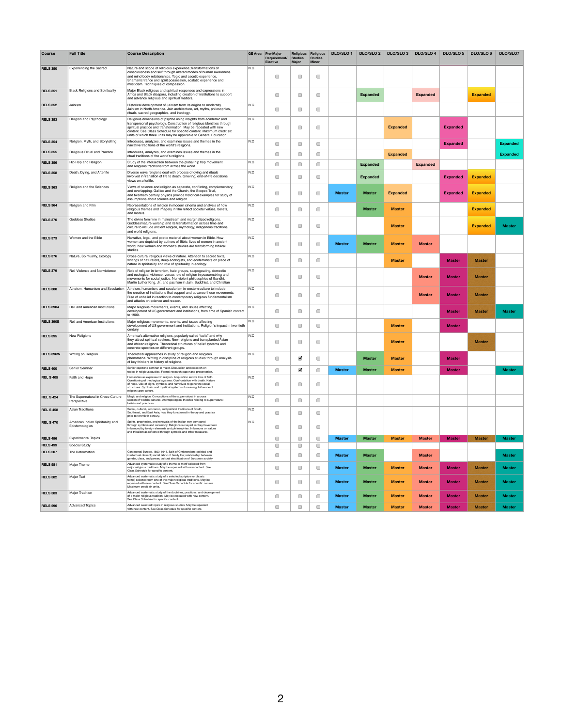| Course | Full Title | Course Description | GE Area | Pre-Major Requirement/ Elective | Religious Studies Major | Religious Studies Minor | DLO/SLO 1 | DLO/SLO 2 | DLO/SLO 3 | DLO/SLO 4 | DLO/SLO 5 | DLO/SLO 6 | DLO/SLO7 |
|---|---|---|---|---|---|---|---|---|---|---|---|---|---|
| RELS 350 | Experiencing the Sacred | Nature and scope of religious experience; transformations of consciousness and self through altered modes of human awareness and mind-body relationships. Yogic and ascetic experience, Shamanic trance and spirit possession, ecstatic experience and mysticism. Techniques of compassion. | IV.C | ☐ | ☐ | ☐ | | | | | | | |
| RELS 351 | Black Religions and Spirituality | Major Black religious and spiritual responses and expressions in Africa and Black diaspora, including creation of institutions to support and advance religious and spiritual matters. | | ☐ | ☐ | ☐ | | Expanded | | Expanded | | Expanded | |
| RELS 352 | Jainism | Historical development of Jainism from its origins to modernity. Jainism in North America. Jain architecture, art, myths, philosophies, rituals, sacred geographies, and theology. | IV.C | ☐ | ☐ | ☐ | | | | | | | |
| RELS 353 | Religion and Psychology | Religious dimensions of psyche using insights from academic and transpersonal psychology. Construction of religious identities through spiritual practice and transformation. May be repeated with new content. See Class Schedule for specific content. Maximum credit six units of which three units may be applicable to General Education. | IV.C | ☐ | ☐ | ☐ | | | Expanded | | Expanded | | |
| RELS 354 | Religion, Myth, and Storytelling | Introduces, analyzes, and examines issues and themes in the narrative traditions of the world's religions. | IV.C | ☐ | ☐ | ☐ | | | | | Expanded | | Expanded |
| RELS 355 | Religious Ritual and Practice | Introduces, analyzes, and examines issues and themes in the ritual traditions of the world's religions. | IV.C | ☐ | ☐ | ☐ | | | Expanded | | | | Expanded |
| RELS 356 | Hip Hop and Religion | Study of the intersection between the global hip hop movement and religious traditions from across the world. | IV.C | ☐ | ☐ | ☐ | | Expanded | | Expanded | | | |
| RELS 358 | Death, Dying, and Afterlife | Diverse ways religions deal with process of dying and rituals involved in transition of life to death. Grieving, end-of-life decisions, views on afterlife. | IV.C | ☐ | ☐ | ☐ | | Expanded | | | Expanded | Expanded | |
| RELS 363 | Religion and the Sciences | Views of science and religion as separate, conflicting, complementary, and overlapping. Galileo and the Church, the Scopes Trial, and twentieth century physics provide historical examples for study of assumptions about science and religion. | IV.C | ☐ | ☐ | ☐ | Master | Master | Expanded | | Expanded | Expanded | |
| RELS 364 | Religion and Film | Representations of religion in modern cinema and analysis of how religious themes and imagery in film reflect societal values, beliefs, and morals. | IV.C | ☐ | ☐ | ☐ | | Master | Master | | | Expanded | |
| RELS 370 | Goddess Studies | The divine feminine in mainstream and marginalized religions. Goddess/nature worship and its transformation across time and culture to include ancient religion, mythology, indigenous traditions, and world religions. | IV.C | ☐ | ☐ | ☐ | | | Master | | | Expanded | Master |
| RELS 373 | Women and the Bible | Narrative, legal, and poetic material about women in Bible. How women are depicted by authors of Bible, lives of women in ancient world, how women and women's studies are transforming biblical studies. | IV.C | ☐ | ☐ | ☐ | Master | Master | Master | Master | | | |
| RELS 376 | Nature, Spirituality, Ecology | Cross-cultural religious views of nature. Attention to sacred texts, writings of naturalists, deep ecologists, and ecofeminists on place of nature in spirituality and role of spirituality in ecology. | IV.C | ☐ | ☐ | ☐ | | | Master | | Master | Master | |
| RELS 379 | Rel. Violence and Nonviolence | Role of religion in terrorism, hate groups, scapegoating, domestic and ecological violence, versus role of religion in peacemaking and movements for social justice. Nonviolent philosophies of Gandhi, Martin Luther King, Jr., and pacifism in Jain, Buddhist, and Christian | IV.C | ☐ | ☐ | ☐ | | | | Master | Master | Master | |
| RELS 380 | Atheism, Humanism and Secularism | Atheism, humanism, and secularism in western culture to include the creation of institutions that support and advance these movements. Rise of unbelief in reaction to contemporary religious fundamentalism and attacks on science and reason. | IV.C | ☐ | ☐ | ☐ | | | | Master | Master | Master | |
| RELS 390A | Rel. and American Institutions | Major religious movements, events, and issues affecting development of US government and institutions, from time of Spanish contact to 1900. | IV.C | ☐ | ☐ | ☐ | | | | | Master | Master | Master |
| RELS 390B | Rel. and American Institutions | Major religious movements, events, and issues affecting development of US government and institutions. Religion's impact in twentieth century. | IV.C | ☐ | ☐ | ☐ | | | Master | | Master | | |
| RELS 395 | New Religions | America's alternative religions, popularly called "cults" and why they attract spiritual seekers. New religions and transplanted Asian and African religions. Theoretical structures of belief systems and concrete specifics on different groups. | IV.C | ☐ | ☐ | ☐ | | | Master | | | Master | |
| RELS 396W | Writing on Religion | Theoretical approaches in study of religion and religious phenomena. Writing in discipline of religious studies through analysis of key thinkers in history of religions. | IV.C | ☐ | ☑ | ☐ | | Master | Master | | Master | | |
| RELS 400 | Senior Seminar | Senior capstone seminar in major. Discussion and research on topics in religious studies. Formal research paper and presentation. | | ☐ | ☑ | ☐ | Master | Master | Master | | Master | | Master |
| REL S 405 | Faith and Hope | Humanities as expressed in religion. Acquisition and/or loss of faith. Questioning of theological systems. Confrontation with death. Nature of hope. Use of signs, symbols, and narratives to generate social structures. Symbolic and mystical systems of meaning. Influence of religion upon culture. | IV.C | ☐ | ☐ | ☐ | | | | | | | |
| REL S 424 | The Supernatural in Cross-Culture Perspective | Magic and religion. Conceptions of the supernatural in a cross section of world's cultures. Anthropological theories relating to supernatural beliefs and practices. | IV.C | ☐ | ☐ | ☐ | | | | | | | |
| REL S 458 | Asian Traditions | Social, cultural, economic, and political traditions of South, Southeast, and East Asia; how they functioned in theory and practice prior to twentieth century. | IV.C | ☐ | ☐ | ☐ | | | | | | | |
| REL S 470 | American Indian Spirituality and Epistemologies | Spirits, prophesies, and renewals of the Indian way compared through symbols and ceremony. Religions surveyed as they have been influenced by foreign elements and philosophies. Influences on values and tribalism as reflected through symbols and other measures. | IV.C | ☐ | ☐ | ☐ | | | | | | | |
| RELS 496 | Experimental Topics | | | ☐ | ☐ | ☐ | Master | Master | Master | Master | Master | Master | Master |
| RELS 499 | Special Study | | | ☐ | ☐ | ☐ | | | | | | | |
| RELS 507 | The Reformation | Continental Europe, 1500-1648. Split of Christendom; political and intellectual dissent; social fabric of family life; relationship between gender, class, and power; cultural stratification of European society. | | ☐ | ☐ | ☐ | Master | Master | | Master | | | Master |
| RELS 581 | Major Theme | Advanced systematic study of a theme or motif selected from major religious traditions. May be repeated with new content. See Class Schedule for specific content. | | ☐ | ☐ | ☐ | Master | Master | Master | Master | Master | Master | Master |
| RELS 582 | Major Text | Advanced systematic study of a selected scripture or classic text(s) selected from one of the major religious traditions. May be repeated with new content. See Class Schedule for specific content. Maximum credit six units. | | ☐ | ☐ | ☐ | Master | Master | Master | Master | Master | Master | Master |
| RELS 583 | Major Tradition | Advanced systematic study of the doctrines, practices, and development of a major religious tradition. May be repeated with new content. See Class Schedule for specific content. | | ☐ | ☐ | ☐ | Master | Master | Master | Master | Master | Master | Master |
| RELS 596 | Advanced Topics | Advanced selected topics in religious studies. May be repeated with new content. See Class Schedule for specific content. | | ☐ | ☐ | ☐ | Master | Master | Master | Master | Master | Master | Master |